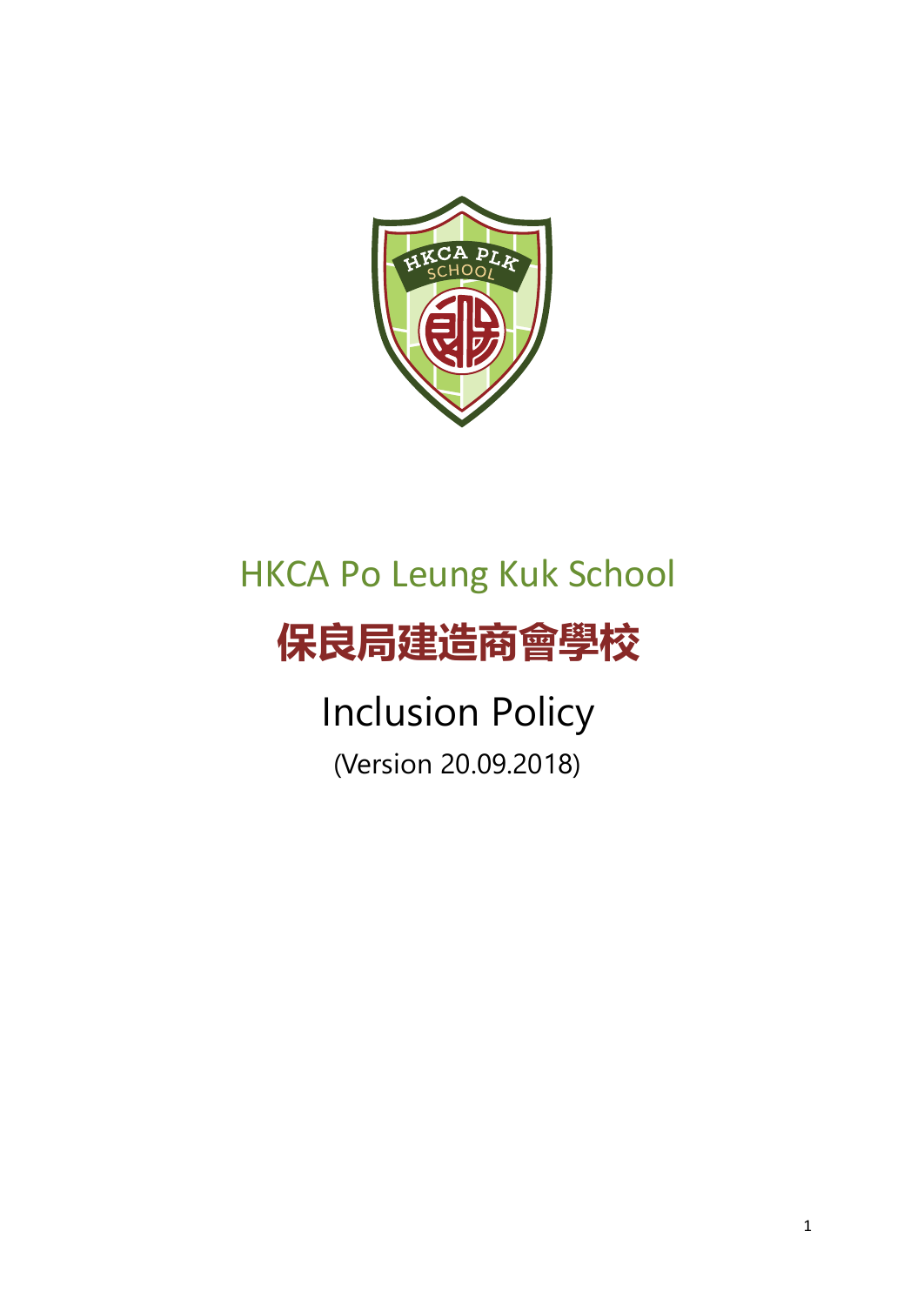# HKCA Po Leung Kuk School

# 保良局建造商會學校

## Inclusion Policy

(Version 20.09.2018)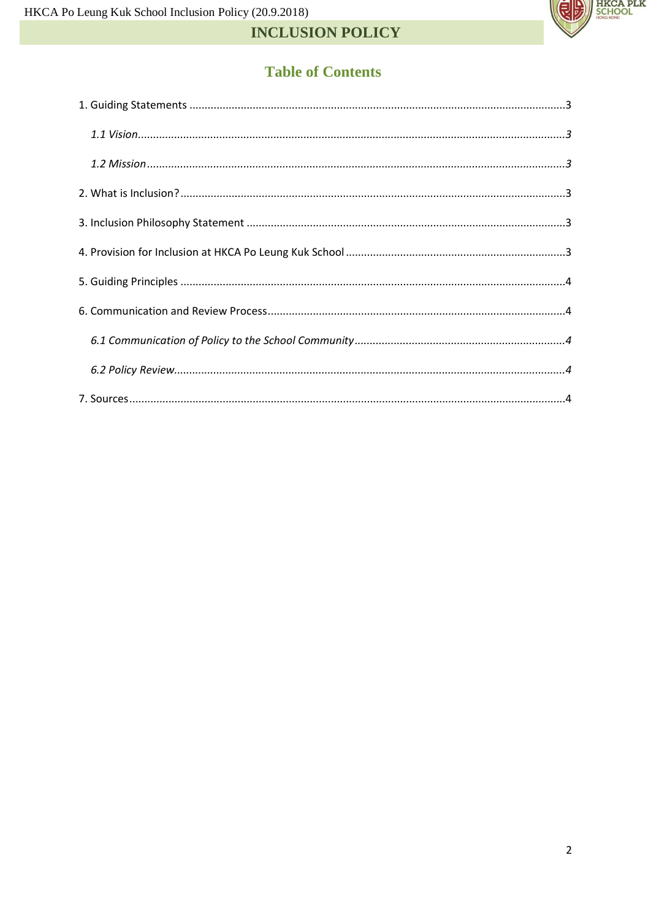# INCLUSION POLICY

## Table of Contents

1. Guiding Statements ....................3
   - *1.1 Vision....................3*
   - *1.2 Mission....................3*
2. What is Inclusion?....................3
3. Inclusion Philosophy Statement ....................3
4. Provision for Inclusion at HKCA Po Leung Kuk School ....................3
5. Guiding Principles ....................4
6. Communication and Review Process....................4
   - *6.1 Communication of Policy to the School Community....................4*
   - *6.2 Policy Review....................4*
7. Sources....................4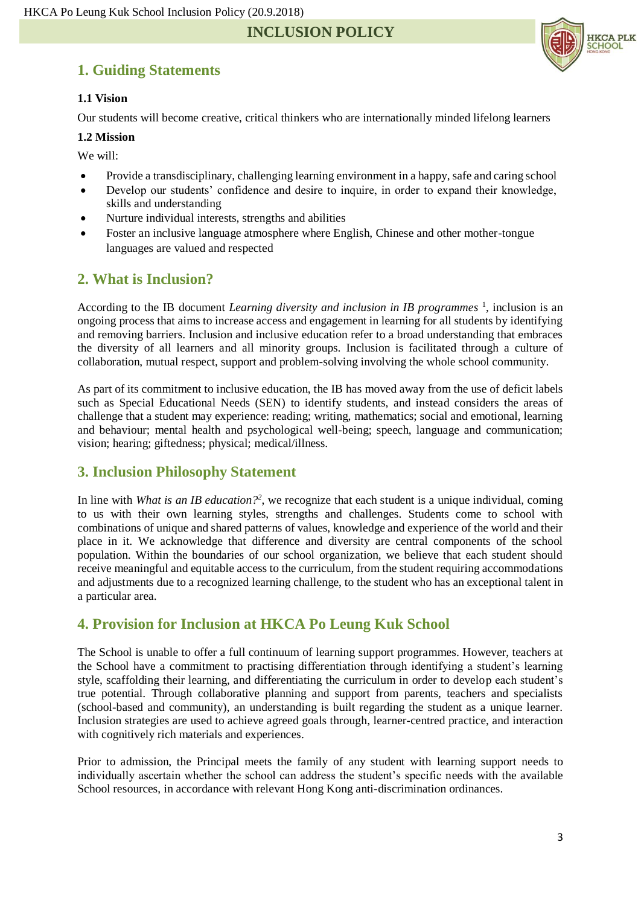# INCLUSION POLICY

## 1. Guiding Statements

### 1.1 Vision

Our students will become creative, critical thinkers who are internationally minded lifelong learners

### 1.2 Mission

We will:

- Provide a transdisciplinary, challenging learning environment in a happy, safe and caring school
- Develop our students' confidence and desire to inquire, in order to expand their knowledge, skills and understanding
- Nurture individual interests, strengths and abilities
- Foster an inclusive language atmosphere where English, Chinese and other mother-tongue languages are valued and respected

## 2. What is Inclusion?

According to the IB document *Learning diversity and inclusion in IB programmes* [1], inclusion is an ongoing process that aims to increase access and engagement in learning for all students by identifying and removing barriers. Inclusion and inclusive education refer to a broad understanding that embraces the diversity of all learners and all minority groups. Inclusion is facilitated through a culture of collaboration, mutual respect, support and problem-solving involving the whole school community.

As part of its commitment to inclusive education, the IB has moved away from the use of deficit labels such as Special Educational Needs (SEN) to identify students, and instead considers the areas of challenge that a student may experience: reading; writing, mathematics; social and emotional, learning and behaviour; mental health and psychological well-being; speech, language and communication; vision; hearing; giftedness; physical; medical/illness.

## 3. Inclusion Philosophy Statement

In line with *What is an IB education?*[2], we recognize that each student is a unique individual, coming to us with their own learning styles, strengths and challenges. Students come to school with combinations of unique and shared patterns of values, knowledge and experience of the world and their place in it. We acknowledge that difference and diversity are central components of the school population. Within the boundaries of our school organization, we believe that each student should receive meaningful and equitable access to the curriculum, from the student requiring accommodations and adjustments due to a recognized learning challenge, to the student who has an exceptional talent in a particular area.

## 4. Provision for Inclusion at HKCA Po Leung Kuk School

The School is unable to offer a full continuum of learning support programmes. However, teachers at the School have a commitment to practising differentiation through identifying a student's learning style, scaffolding their learning, and differentiating the curriculum in order to develop each student's true potential. Through collaborative planning and support from parents, teachers and specialists (school-based and community), an understanding is built regarding the student as a unique learner. Inclusion strategies are used to achieve agreed goals through, learner-centred practice, and interaction with cognitively rich materials and experiences.

Prior to admission, the Principal meets the family of any student with learning support needs to individually ascertain whether the school can address the student's specific needs with the available School resources, in accordance with relevant Hong Kong anti-discrimination ordinances.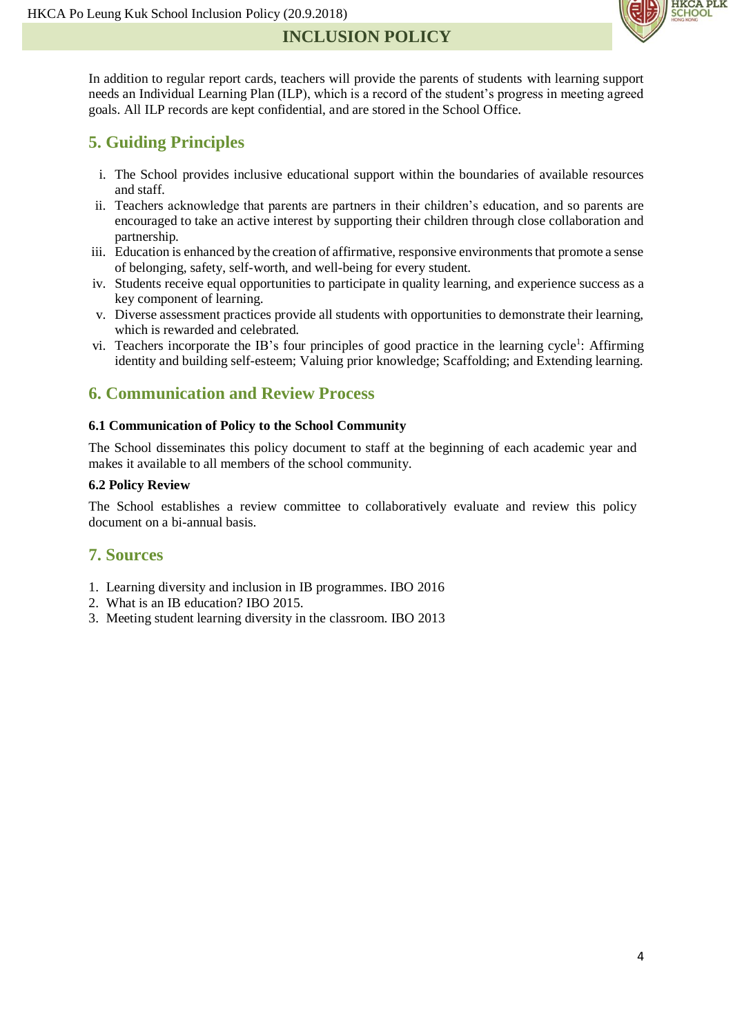In addition to regular report cards, teachers will provide the parents of students with learning support needs an Individual Learning Plan (ILP), which is a record of the student's progress in meeting agreed goals. All ILP records are kept confidential, and are stored in the School Office.

## 5. Guiding Principles

i. The School provides inclusive educational support within the boundaries of available resources and staff.
ii. Teachers acknowledge that parents are partners in their children's education, and so parents are encouraged to take an active interest by supporting their children through close collaboration and partnership.
iii. Education is enhanced by the creation of affirmative, responsive environments that promote a sense of belonging, safety, self-worth, and well-being for every student.
iv. Students receive equal opportunities to participate in quality learning, and experience success as a key component of learning.
v. Diverse assessment practices provide all students with opportunities to demonstrate their learning, which is rewarded and celebrated.
vi. Teachers incorporate the IB's four principles of good practice in the learning cycle[1]: Affirming identity and building self-esteem; Valuing prior knowledge; Scaffolding; and Extending learning.

## 6. Communication and Review Process

### 6.1 Communication of Policy to the School Community

The School disseminates this policy document to staff at the beginning of each academic year and makes it available to all members of the school community.

### 6.2 Policy Review

The School establishes a review committee to collaboratively evaluate and review this policy document on a bi-annual basis.

## 7. Sources

1. Learning diversity and inclusion in IB programmes. IBO 2016
2. What is an IB education? IBO 2015.
3. Meeting student learning diversity in the classroom. IBO 2013